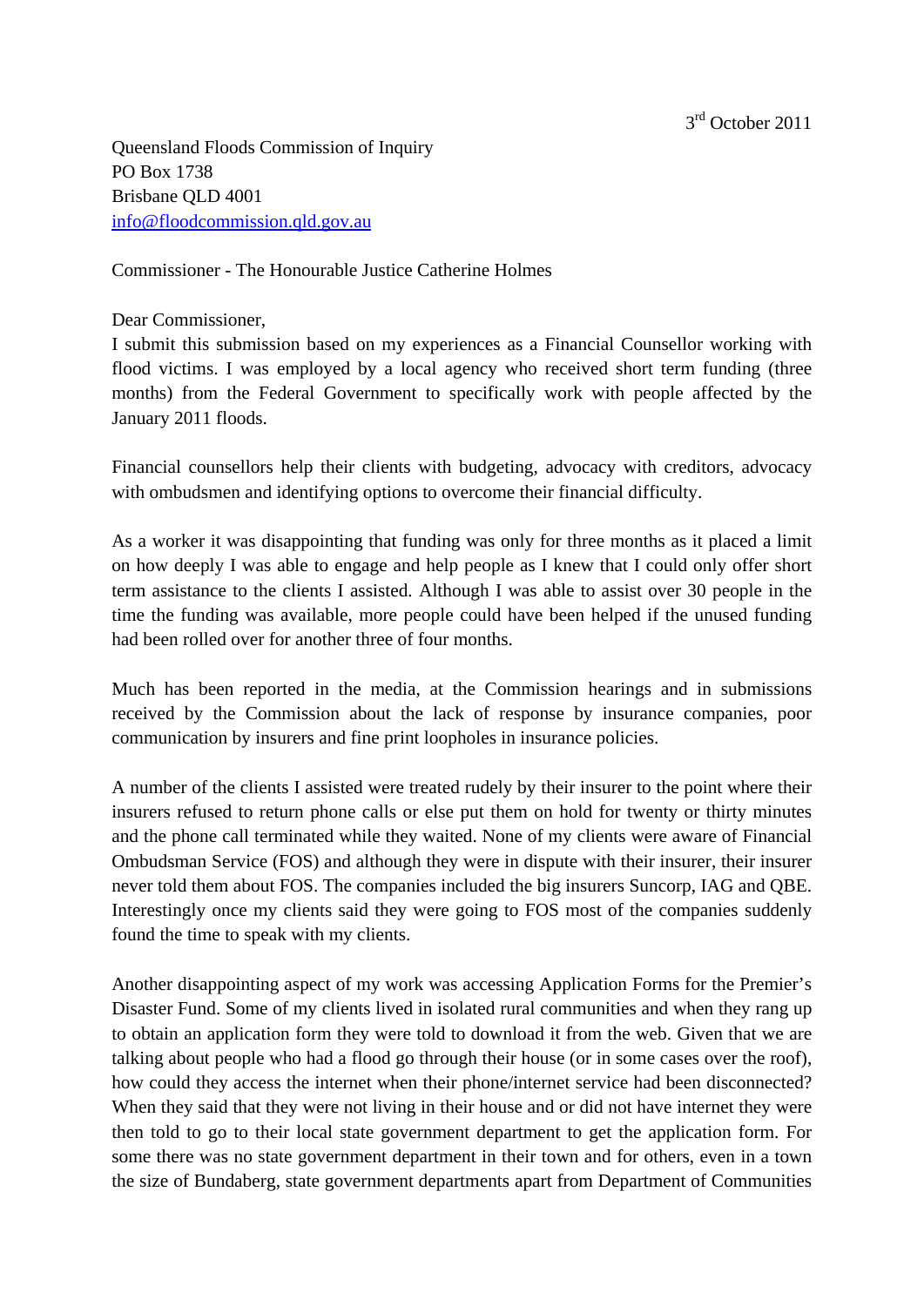3rd October 2011

Queensland Floods Commission of Inquiry
PO Box 1738
Brisbane QLD 4001
info@floodcommission.qld.gov.au

Commissioner - The Honourable Justice Catherine Holmes

Dear Commissioner,

I submit this submission based on my experiences as a Financial Counsellor working with flood victims. I was employed by a local agency who received short term funding (three months) from the Federal Government to specifically work with people affected by the January 2011 floods.

Financial counsellors help their clients with budgeting, advocacy with creditors, advocacy with ombudsmen and identifying options to overcome their financial difficulty.

As a worker it was disappointing that funding was only for three months as it placed a limit on how deeply I was able to engage and help people as I knew that I could only offer short term assistance to the clients I assisted. Although I was able to assist over 30 people in the time the funding was available, more people could have been helped if the unused funding had been rolled over for another three of four months.

Much has been reported in the media, at the Commission hearings and in submissions received by the Commission about the lack of response by insurance companies, poor communication by insurers and fine print loopholes in insurance policies.

A number of the clients I assisted were treated rudely by their insurer to the point where their insurers refused to return phone calls or else put them on hold for twenty or thirty minutes and the phone call terminated while they waited. None of my clients were aware of Financial Ombudsman Service (FOS) and although they were in dispute with their insurer, their insurer never told them about FOS. The companies included the big insurers Suncorp, IAG and QBE. Interestingly once my clients said they were going to FOS most of the companies suddenly found the time to speak with my clients.

Another disappointing aspect of my work was accessing Application Forms for the Premier's Disaster Fund. Some of my clients lived in isolated rural communities and when they rang up to obtain an application form they were told to download it from the web. Given that we are talking about people who had a flood go through their house (or in some cases over the roof), how could they access the internet when their phone/internet service had been disconnected? When they said that they were not living in their house and or did not have internet they were then told to go to their local state government department to get the application form. For some there was no state government department in their town and for others, even in a town the size of Bundaberg, state government departments apart from Department of Communities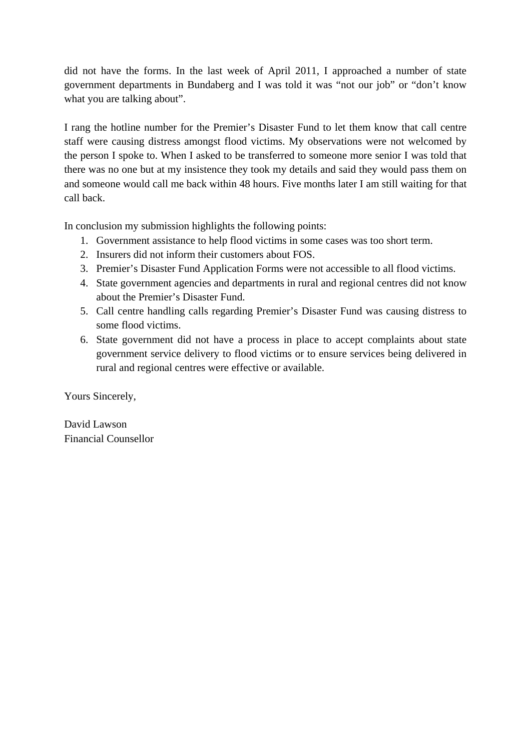did not have the forms. In the last week of April 2011, I approached a number of state government departments in Bundaberg and I was told it was “not our job” or “don’t know what you are talking about”.

I rang the hotline number for the Premier’s Disaster Fund to let them know that call centre staff were causing distress amongst flood victims. My observations were not welcomed by the person I spoke to. When I asked to be transferred to someone more senior I was told that there was no one but at my insistence they took my details and said they would pass them on and someone would call me back within 48 hours. Five months later I am still waiting for that call back.

In conclusion my submission highlights the following points:

1. Government assistance to help flood victims in some cases was too short term.
2. Insurers did not inform their customers about FOS.
3. Premier’s Disaster Fund Application Forms were not accessible to all flood victims.
4. State government agencies and departments in rural and regional centres did not know about the Premier’s Disaster Fund.
5. Call centre handling calls regarding Premier’s Disaster Fund was causing distress to some flood victims.
6. State government did not have a process in place to accept complaints about state government service delivery to flood victims or to ensure services being delivered in rural and regional centres were effective or available.

Yours Sincerely,

David Lawson
Financial Counsellor